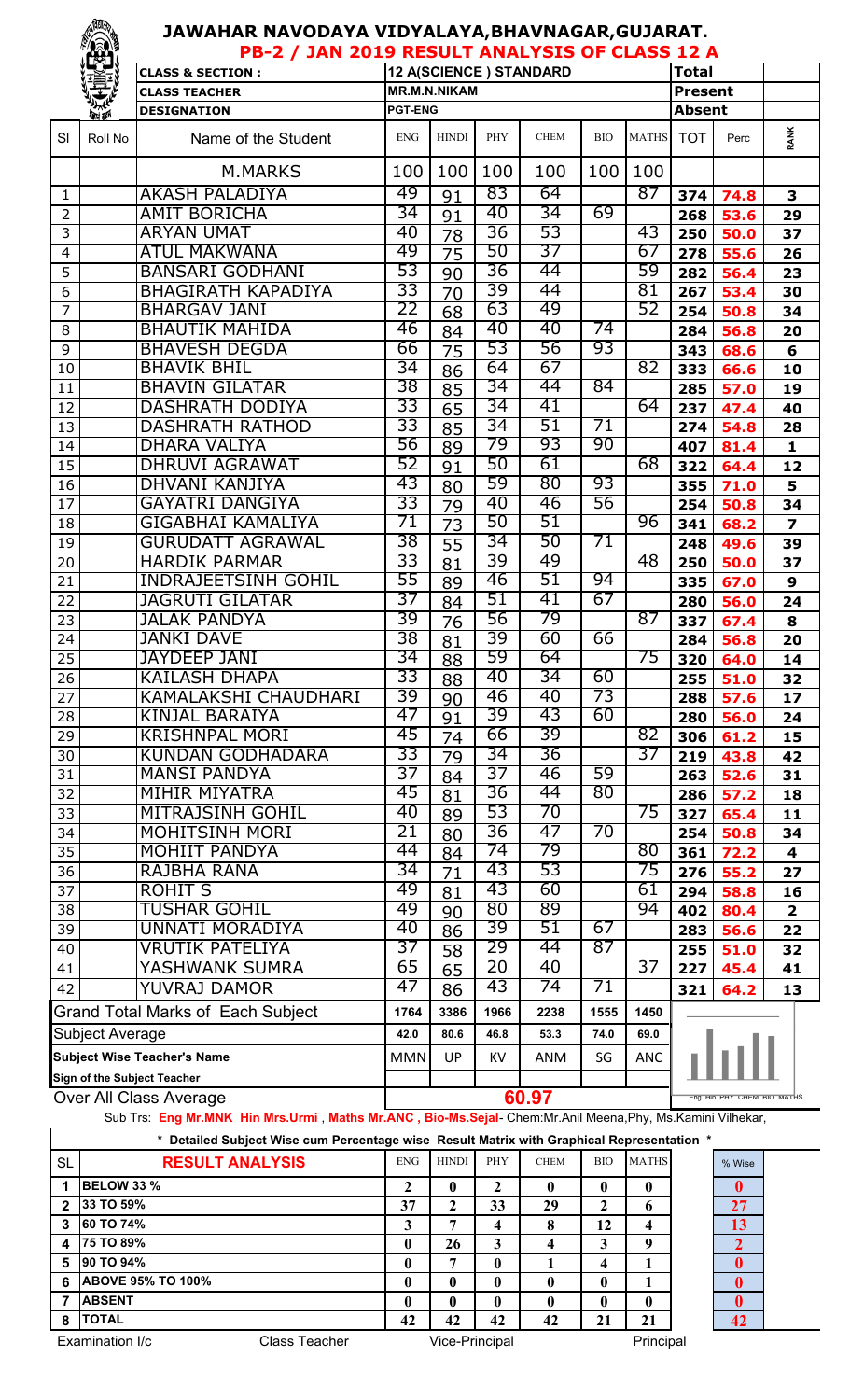# JAWAHAR NAVODAYA VIDYALAYA,BHAVNAGAR,GUJARAT.

## PB-2 / JAN 2019 RESULT ANALYSIS OF CLASS 12 A

| CLASS & SECTION : | 12 A(SCIENCE ) STANDARD | Total | |
|---|---|---|---|
| CLASS TEACHER | MR.M.N.NIKAM | Present | |
| DESIGNATION | PGT-ENG | Absent | |

| Sl | Roll No | Name of the Student | ENG | HINDI | PHY | CHEM | BIO | MATHS | TOT | Perc | RANK |
|---|---|---|---|---|---|---|---|---|---|---|---|
| | | M.MARKS | 100 | 100 | 100 | 100 | 100 | 100 | | | |
| 1 | | AKASH PALADIYA | 49 | 91 | 83 | 64 | | 87 | 374 | 74.8 | 3 |
| 2 | | AMIT BORICHA | 34 | 91 | 40 | 34 | 69 | | 268 | 53.6 | 29 |
| 3 | | ARYAN UMAT | 40 | 78 | 36 | 53 | | 43 | 250 | 50.0 | 37 |
| 4 | | ATUL MAKWANA | 49 | 75 | 50 | 37 | | 67 | 278 | 55.6 | 26 |
| 5 | | BANSARI GODHANI | 53 | 90 | 36 | 44 | | 59 | 282 | 56.4 | 23 |
| 6 | | BHAGIRATH KAPADIYA | 33 | 70 | 39 | 44 | | 81 | 267 | 53.4 | 30 |
| 7 | | BHARGAV JANI | 22 | 68 | 63 | 49 | | 52 | 254 | 50.8 | 34 |
| 8 | | BHAUTIK MAHIDA | 46 | 84 | 40 | 40 | 74 | | 284 | 56.8 | 20 |
| 9 | | BHAVESH DEGDA | 66 | 75 | 53 | 56 | 93 | | 343 | 68.6 | 6 |
| 10 | | BHAVIK BHIL | 34 | 86 | 64 | 67 | | 82 | 333 | 66.6 | 10 |
| 11 | | BHAVIN GILATAR | 38 | 85 | 34 | 44 | 84 | | 285 | 57.0 | 19 |
| 12 | | DASHRATH DODIYA | 33 | 65 | 34 | 41 | | 64 | 237 | 47.4 | 40 |
| 13 | | DASHRATH RATHOD | 33 | 85 | 34 | 51 | 71 | | 274 | 54.8 | 28 |
| 14 | | DHARA VALIYA | 56 | 89 | 79 | 93 | 90 | | 407 | 81.4 | 1 |
| 15 | | DHRUVI AGRAWAT | 52 | 91 | 50 | 61 | | 68 | 322 | 64.4 | 12 |
| 16 | | DHVANI KANJIYA | 43 | 80 | 59 | 80 | 93 | | 355 | 71.0 | 5 |
| 17 | | GAYATRI DANGIYA | 33 | 79 | 40 | 46 | 56 | | 254 | 50.8 | 34 |
| 18 | | GIGABHAI KAMALIYA | 71 | 73 | 50 | 51 | | 96 | 341 | 68.2 | 7 |
| 19 | | GURUDATT AGRAWAL | 38 | 55 | 34 | 50 | 71 | | 248 | 49.6 | 39 |
| 20 | | HARDIK PARMAR | 33 | 81 | 39 | 49 | | 48 | 250 | 50.0 | 37 |
| 21 | | INDRAJEETSINH GOHIL | 55 | 89 | 46 | 51 | 94 | | 335 | 67.0 | 9 |
| 22 | | JAGRUTI GILATAR | 37 | 84 | 51 | 41 | 67 | | 280 | 56.0 | 24 |
| 23 | | JALAK PANDYA | 39 | 76 | 56 | 79 | | 87 | 337 | 67.4 | 8 |
| 24 | | JANKI DAVE | 38 | 81 | 39 | 60 | 66 | | 284 | 56.8 | 20 |
| 25 | | JAYDEEP JANI | 34 | 88 | 59 | 64 | | 75 | 320 | 64.0 | 14 |
| 26 | | KAILASH DHAPA | 33 | 88 | 40 | 34 | 60 | | 255 | 51.0 | 32 |
| 27 | | KAMALAKSHI CHAUDHARI | 39 | 90 | 46 | 40 | 73 | | 288 | 57.6 | 17 |
| 28 | | KINJAL BARAIYA | 47 | 91 | 39 | 43 | 60 | | 280 | 56.0 | 24 |
| 29 | | KRISHNPAL MORI | 45 | 74 | 66 | 39 | | 82 | 306 | 61.2 | 15 |
| 30 | | KUNDAN GODHADARA | 33 | 79 | 34 | 36 | | 37 | 219 | 43.8 | 42 |
| 31 | | MANSI PANDYA | 37 | 84 | 37 | 46 | 59 | | 263 | 52.6 | 31 |
| 32 | | MIHIR MIYATRA | 45 | 81 | 36 | 44 | 80 | | 286 | 57.2 | 18 |
| 33 | | MITRAJSINH GOHIL | 40 | 89 | 53 | 70 | | 75 | 327 | 65.4 | 11 |
| 34 | | MOHITSINH MORI | 21 | 80 | 36 | 47 | 70 | | 254 | 50.8 | 34 |
| 35 | | MOHIIT PANDYA | 44 | 84 | 74 | 79 | | 80 | 361 | 72.2 | 4 |
| 36 | | RAJBHA RANA | 34 | 71 | 43 | 53 | | 75 | 276 | 55.2 | 27 |
| 37 | | ROHIT S | 49 | 81 | 43 | 60 | | 61 | 294 | 58.8 | 16 |
| 38 | | TUSHAR GOHIL | 49 | 90 | 80 | 89 | | 94 | 402 | 80.4 | 2 |
| 39 | | UNNATI MORADIYA | 40 | 86 | 39 | 51 | 67 | | 283 | 56.6 | 22 |
| 40 | | VRUTIK PATELIYA | 37 | 58 | 29 | 44 | 87 | | 255 | 51.0 | 32 |
| 41 | | YASHWANK SUMRA | 65 | 65 | 20 | 40 | | 37 | 227 | 45.4 | 41 |
| 42 | | YUVRAJ DAMOR | 47 | 86 | 43 | 74 | 71 | | 321 | 64.2 | 13 |
| | | Grand Total Marks of Each Subject | 1764 | 3386 | 1966 | 2238 | 1555 | 1450 | | | |
| | | Subject Average | 42.0 | 80.6 | 46.8 | 53.3 | 74.0 | 69.0 | | | |
| | | Subject Wise Teacher's Name | MMN | UP | KV | ANM | SG | ANC | | | |
| | | Sign of the Subject Teacher | | | | | | | | | |
| | | Over All Class Average | | | | 60.97 | | | | | |

Eng Hin PHY CHEM BIO MATHS

Sub Trs: **Eng Mr.MNK Hin Mrs.Urmi , Maths Mr.ANC , Bio-Ms.Sejal**- Chem:Mr.Anil Meena,Phy, Ms.Kamini Vilhekar,

**\* Detailed Subject Wise cum Percentage wise Result Matrix with Graphical Representation \***

| SL | RESULT ANALYSIS | ENG | HINDI | PHY | CHEM | BIO | MATHS | % Wise |
|---|---|---|---|---|---|---|---|---|
| 1 | BELOW 33 % | 2 | 0 | 2 | 0 | 0 | 0 | 0 |
| 2 | 33 TO 59% | 37 | 2 | 33 | 29 | 2 | 6 | 27 |
| 3 | 60 TO 74% | 3 | 7 | 4 | 8 | 12 | 4 | 13 |
| 4 | 75 TO 89% | 0 | 26 | 3 | 4 | 3 | 9 | 2 |
| 5 | 90 TO 94% | 0 | 7 | 0 | 1 | 4 | 1 | 0 |
| 6 | ABOVE 95% TO 100% | 0 | 0 | 0 | 0 | 0 | 1 | 0 |
| 7 | ABSENT | 0 | 0 | 0 | 0 | 0 | 0 | 0 |
| 8 | TOTAL | 42 | 42 | 42 | 42 | 21 | 21 | 42 |

Examination I/c    Class Teacher    Vice-Principal    Principal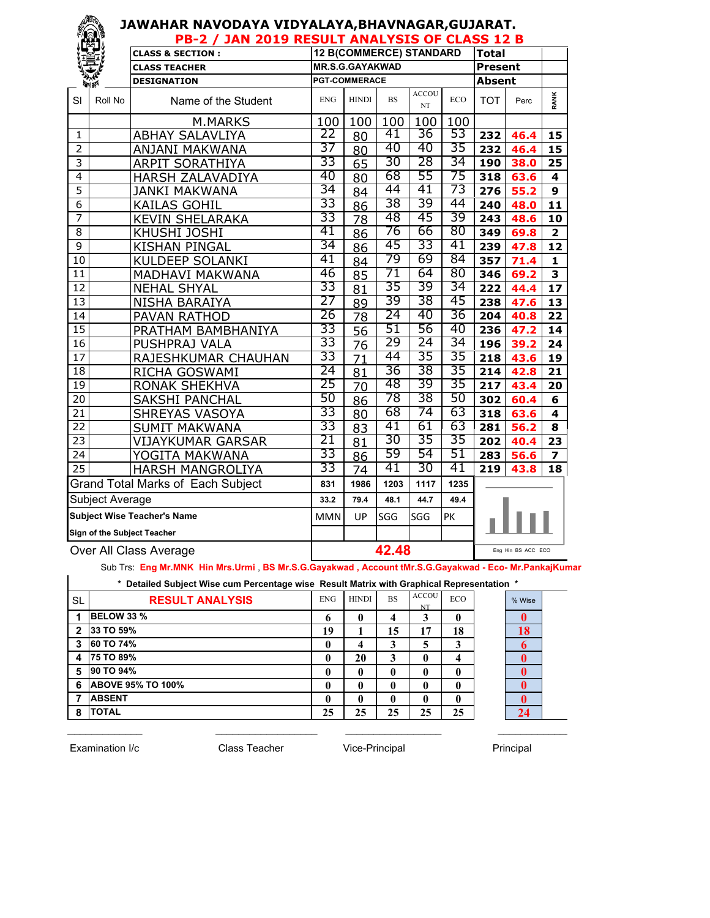# JAWAHAR NAVODAYA VIDYALAYA,BHAVNAGAR,GUJARAT.

## PB-2 / JAN 2019 RESULT ANALYSIS OF CLASS 12 B

| | | | |
|---|---|---|---|
| CLASS & SECTION : | 12 B(COMMERCE) STANDARD | Total | |
| CLASS TEACHER | MR.S.G.GAYAKWAD | Present | |
| DESIGNATION | PGT-COMMERACE | Absent | |

| Sl | Roll No | Name of the Student | ENG | HINDI | BS | ACCOUNT | ECO | TOT | Perc | RANK |
|---|---|---|---|---|---|---|---|---|---|---|
| | | M.MARKS | 100 | 100 | 100 | 100 | 100 | | | |
| 1 | | ABHAY SALAVLIYA | 22 | 80 | 41 | 36 | 53 | 232 | 46.4 | 15 |
| 2 | | ANJANI MAKWANA | 37 | 80 | 40 | 40 | 35 | 232 | 46.4 | 15 |
| 3 | | ARPIT SORATHIYA | 33 | 65 | 30 | 28 | 34 | 190 | 38.0 | 25 |
| 4 | | HARSH ZALAVADIYA | 40 | 80 | 68 | 55 | 75 | 318 | 63.6 | 4 |
| 5 | | JANKI MAKWANA | 34 | 84 | 44 | 41 | 73 | 276 | 55.2 | 9 |
| 6 | | KAILAS GOHIL | 33 | 86 | 38 | 39 | 44 | 240 | 48.0 | 11 |
| 7 | | KEVIN SHELARAKA | 33 | 78 | 48 | 45 | 39 | 243 | 48.6 | 10 |
| 8 | | KHUSHI JOSHI | 41 | 86 | 76 | 66 | 80 | 349 | 69.8 | 2 |
| 9 | | KISHAN PINGAL | 34 | 86 | 45 | 33 | 41 | 239 | 47.8 | 12 |
| 10 | | KULDEEP SOLANKI | 41 | 84 | 79 | 69 | 84 | 357 | 71.4 | 1 |
| 11 | | MADHAVI MAKWANA | 46 | 85 | 71 | 64 | 80 | 346 | 69.2 | 3 |
| 12 | | NEHAL SHYAL | 33 | 81 | 35 | 39 | 34 | 222 | 44.4 | 17 |
| 13 | | NISHA BARAIYA | 27 | 89 | 39 | 38 | 45 | 238 | 47.6 | 13 |
| 14 | | PAVAN RATHOD | 26 | 78 | 24 | 40 | 36 | 204 | 40.8 | 22 |
| 15 | | PRATHAM BAMBHANIYA | 33 | 56 | 51 | 56 | 40 | 236 | 47.2 | 14 |
| 16 | | PUSHPRAJ VALA | 33 | 76 | 29 | 24 | 34 | 196 | 39.2 | 24 |
| 17 | | RAJESHKUMAR CHAUHAN | 33 | 71 | 44 | 35 | 35 | 218 | 43.6 | 19 |
| 18 | | RICHA GOSWAMI | 24 | 81 | 36 | 38 | 35 | 214 | 42.8 | 21 |
| 19 | | RONAK SHEKHVA | 25 | 70 | 48 | 39 | 35 | 217 | 43.4 | 20 |
| 20 | | SAKSHI PANCHAL | 50 | 86 | 78 | 38 | 50 | 302 | 60.4 | 6 |
| 21 | | SHREYAS VASOYA | 33 | 80 | 68 | 74 | 63 | 318 | 63.6 | 4 |
| 22 | | SUMIT MAKWANA | 33 | 83 | 41 | 61 | 63 | 281 | 56.2 | 8 |
| 23 | | VIJAYKUMAR GARSAR | 21 | 81 | 30 | 35 | 35 | 202 | 40.4 | 23 |
| 24 | | YOGITA MAKWANA | 33 | 86 | 59 | 54 | 51 | 283 | 56.6 | 7 |
| 25 | | HARSH MANGROLIYA | 33 | 74 | 41 | 30 | 41 | 219 | 43.8 | 18 |
| Grand Total Marks of Each Subject | | | 831 | 1986 | 1203 | 1117 | 1235 | | | |
| Subject Average | | | 33.2 | 79.4 | 48.1 | 44.7 | 49.4 | | | |
| Subject Wise Teacher's Name | | | MMN | UP | SGG | SGG | PK | | | |
| Sign of the Subject Teacher | | | | | | | | | | |
| Over All Class Average | | | 42.48 | | | | | | | |

Eng Hin BS ACC ECO

Sub Trs: Eng Mr.MNK Hin Mrs.Urmi , BS Mr.S.G.Gayakwad , Account tMr.S.G.Gayakwad - Eco- Mr.PankajKumar

\* Detailed Subject Wise cum Percentage wise Result Matrix with Graphical Representation \*

| SL | RESULT ANALYSIS | ENG | HINDI | BS | ACCOUNT | ECO | % Wise |
|---|---|---|---|---|---|---|---|
| 1 | BELOW 33 % | 6 | 0 | 4 | 3 | 0 | 0 |
| 2 | 33 TO 59% | 19 | 1 | 15 | 17 | 18 | 18 |
| 3 | 60 TO 74% | 0 | 4 | 3 | 5 | 3 | 6 |
| 4 | 75 TO 89% | 0 | 20 | 3 | 0 | 4 | 0 |
| 5 | 90 TO 94% | 0 | 0 | 0 | 0 | 0 | 0 |
| 6 | ABOVE 95% TO 100% | 0 | 0 | 0 | 0 | 0 | 0 |
| 7 | ABSENT | 0 | 0 | 0 | 0 | 0 | 0 |
| 8 | TOTAL | 25 | 25 | 25 | 25 | 25 | 24 |

Examination I/c &nbsp;&nbsp;&nbsp;&nbsp; Class Teacher &nbsp;&nbsp;&nbsp;&nbsp; Vice-Principal &nbsp;&nbsp;&nbsp;&nbsp; Principal